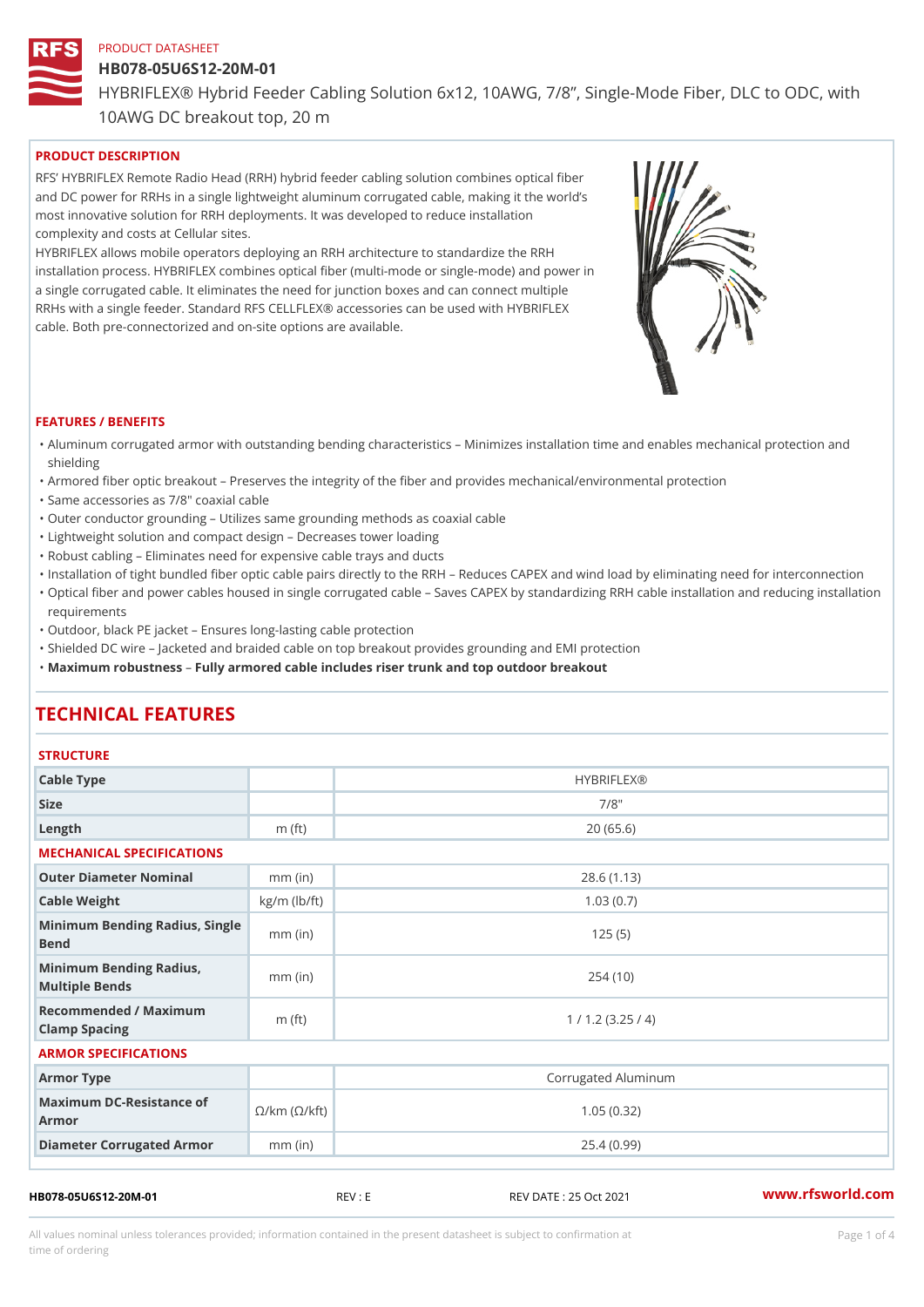PRODUCT DATASHEET

# HB078-05U6S12-20M-01

HYBRIFLEX® Hybrid Feeder Cabling Solution 6x12, 10AWG, 7/8", Single-Mode Fiber, DLC to ODC, with 10AWG DC breakout top, 20 m

## PRODUCT DESCRIPTION

RFS' HYBRIFLEX Remote Radio Head (RRH) hybrid feeder cabling solution combines optical fiber and DC power for RRHs in a single lightweight aluminum corrugated cable, making it the world's most innovative solution for RRH deployments. It was developed to reduce installation complexity and costs at Cellular sites.

HYBRIFLEX allows mobile operators deploying an RRH architecture to standardize the RRH installation process. HYBRIFLEX combines optical fiber (multi-mode or single-mode) and power in a single corrugated cable. It eliminates the need for junction boxes and can connect multiple RRHs with a single feeder. Standard RFS CELLFLEX® accessories can be used with HYBRIFLEX cable. Both pre-connectorized and on-site options are available.

## FEATURES / BENEFITS

- Aluminum corrugated armor with outstanding bending characteristics – Minimizes installation time and enables mechanical protection and shielding
- Armored fiber optic breakout – Preserves the integrity of the fiber and provides mechanical/environmental protection
- Same accessories as 7/8" coaxial cable
- Outer conductor grounding – Utilizes same grounding methods as coaxial cable
- Lightweight solution and compact design – Decreases tower loading
- Robust cabling – Eliminates need for expensive cable trays and ducts
- Installation of tight bundled fiber optic cable pairs directly to the RRH – Reduces CAPEX and wind load by eliminating need for interconnection
- Optical fiber and power cables housed in single corrugated cable – Saves CAPEX by standardizing RRH cable installation and reducing installation requirements
- Outdoor, black PE jacket – Ensures long-lasting cable protection
- Shielded DC wire – Jacketed and braided cable on top breakout provides grounding and EMI protection
- **Maximum robustness – Fully armored cable includes riser trunk and top outdoor breakout**

# TECHNICAL FEATURES

### STRUCTURE

| | | |
|---|---|---|
| Cable Type | | HYBRIFLEX® |
| Size | | 7/8" |
| Length | m (ft) | 20 (65.6) |

### MECHANICAL SPECIFICATIONS

| | | |
|---|---|---|
| Outer Diameter Nominal | mm (in) | 28.6 (1.13) |
| Cable Weight | kg/m (lb/ft) | 1.03 (0.7) |
| Minimum Bending Radius, Single Bend | mm (in) | 125 (5) |
| Minimum Bending Radius, Multiple Bends | mm (in) | 254 (10) |
| Recommended / Maximum Clamp Spacing | m (ft) | 1 / 1.2 (3.25 / 4) |

### ARMOR SPECIFICATIONS

| | | |
|---|---|---|
| Armor Type | | Corrugated Aluminum |
| Maximum DC-Resistance of Armor | Ω/km (Ω/kft) | 1.05 (0.32) |
| Diameter Corrugated Armor | mm (in) | 25.4 (0.99) |

HB078-05U6S12-20M-01 REV : E REV DATE : 25 Oct 2021 www.rfsworld.com

All values nominal unless tolerances provided; information contained in the present datasheet is subject to confirmation at time of ordering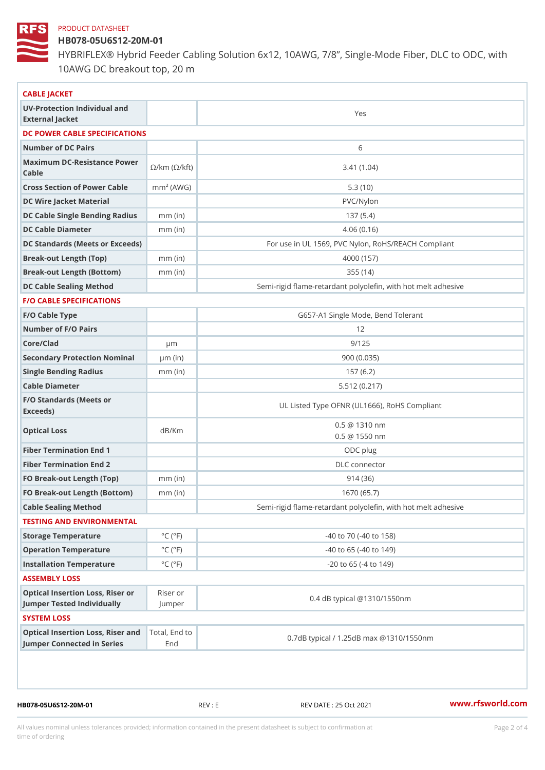PRODUCT DATASHEET

# HB078-05U6S12-20M-01

HYBRIFLEX® Hybrid Feeder Cabling Solution 6x12, 10AWG, 7/8", Single-Mode Fiber, DLC to ODC, with 10AWG DC breakout top, 20 m

## CABLE JACKET

| | | |
|---|---|---|
| UV-Protection Individual and External Jacket | | Yes |

## DC POWER CABLE SPECIFICATIONS

| | | |
|---|---|---|
| Number of DC Pairs | | 6 |
| Maximum DC-Resistance Power Cable | Ω/km (Ω/kft) | 3.41 (1.04) |
| Cross Section of Power Cable | $mm^2$ (AWG) | 5.3 (10) |
| DC Wire Jacket Material | | PVC/Nylon |
| DC Cable Single Bending Radius | mm (in) | 137 (5.4) |
| DC Cable Diameter | mm (in) | 4.06 (0.16) |
| DC Standards (Meets or Exceeds) | | For use in UL 1569, PVC Nylon, RoHS/REACH Compliant |
| Break-out Length (Top) | mm (in) | 4000 (157) |
| Break-out Length (Bottom) | mm (in) | 355 (14) |
| DC Cable Sealing Method | | Semi-rigid flame-retardant polyolefin, with hot melt adhesive |

## F/O CABLE SPECIFICATIONS

| | | |
|---|---|---|
| F/O Cable Type | | G657-A1 Single Mode, Bend Tolerant |
| Number of F/O Pairs | | 12 |
| Core/Clad | µm | 9/125 |
| Secondary Protection Nominal | µm (in) | 900 (0.035) |
| Single Bending Radius | mm (in) | 157 (6.2) |
| Cable Diameter | | 5.512 (0.217) |
| F/O Standards (Meets or Exceeds) | | UL Listed Type OFNR (UL1666), RoHS Compliant |
| Optical Loss | dB/Km | 0.5 @ 1310 nm<br>0.5 @ 1550 nm |
| Fiber Termination End 1 | | ODC plug |
| Fiber Termination End 2 | | DLC connector |
| FO Break-out Length (Top) | mm (in) | 914 (36) |
| FO Break-out Length (Bottom) | mm (in) | 1670 (65.7) |
| Cable Sealing Method | | Semi-rigid flame-retardant polyolefin, with hot melt adhesive |

## TESTING AND ENVIRONMENTAL

| | | |
|---|---|---|
| Storage Temperature | °C (°F) | -40 to 70 (-40 to 158) |
| Operation Temperature | °C (°F) | -40 to 65 (-40 to 149) |
| Installation Temperature | °C (°F) | -20 to 65 (-4 to 149) |

## ASSEMBLY LOSS

| | | |
|---|---|---|
| Optical Insertion Loss, Riser or Jumper Tested Individually | Riser or Jumper | 0.4 dB typical @1310/1550nm |

## SYSTEM LOSS

| | | |
|---|---|---|
| Optical Insertion Loss, Riser and Jumper Connected in Series | Total, End to End | 0.7dB typical / 1.25dB max @1310/1550nm |

HB078-05U6S12-20M-01 REV : E REV DATE : 25 Oct 2021 www.rfsworld.com

All values nominal unless tolerances provided; information contained in the present datasheet is subject to confirmation at time of ordering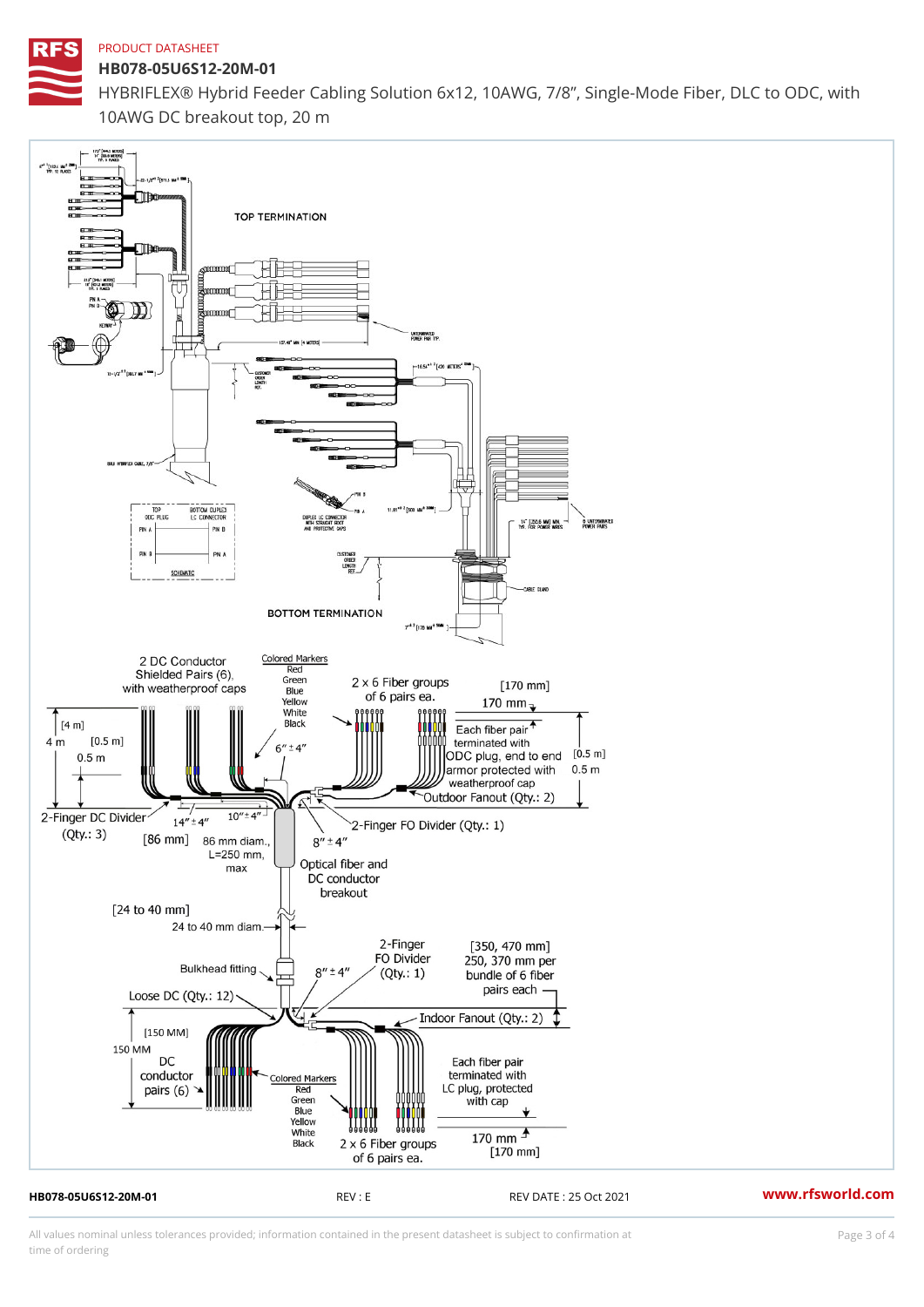PRODUCT DATASHEET

# HB078-05U6S12-20M-01

HYBRIFLEX® Hybrid Feeder Cabling Solution 6x12, 10AWG, 7/8", Single-Mode Fiber, DLC to ODC, with 10AWG DC breakout top, 20 m

TOP TERMINATION

BOTTOM TERMINATION

2 DC Conductor Shielded Pairs (6), with weatherproof caps

Colored Markers
Red
Green
Blue
Yellow
White
Black

2 x 6 Fiber groups of 6 pairs ea.

[170 mm] 170 mm

[4 m] 4 m

[0.5 m] 0.5 m

Each fiber pair terminated with ODC plug, end to end armor protected with weatherproof cap

[0.5 m] 0.5 m

6" ± 4"

Outdoor Fanout (Qty.: 2)

2-Finger DC Divider (Qty.: 3)

14" ± 4"

10" ± 4"

2-Finger FO Divider (Qty.: 1)

[86 mm] 86 mm diam., L=250 mm, max

8" ± 4"

Optical fiber and DC conductor breakout

[24 to 40 mm] 24 to 40 mm diam.

2-Finger FO Divider (Qty.: 1)

[350, 470 mm] 250, 370 mm per bundle of 6 fiber pairs each

Bulkhead fitting

8" ± 4"

Loose DC (Qty.: 12)

Indoor Fanout (Qty.: 2)

[150 MM] 150 MM

DC conductor pairs (6)

Colored Markers
Red
Green
Blue
Yellow
White
Black

Each fiber pair terminated with LC plug, protected with cap

2 x 6 Fiber groups of 6 pairs ea.

170 mm [170 mm]

HB078-05U6S12-20M-01 REV : E REV DATE : 25 Oct 2021 www.rfsworld.com

All values nominal unless tolerances provided; information contained in the present datasheet is subject to confirmation at time of ordering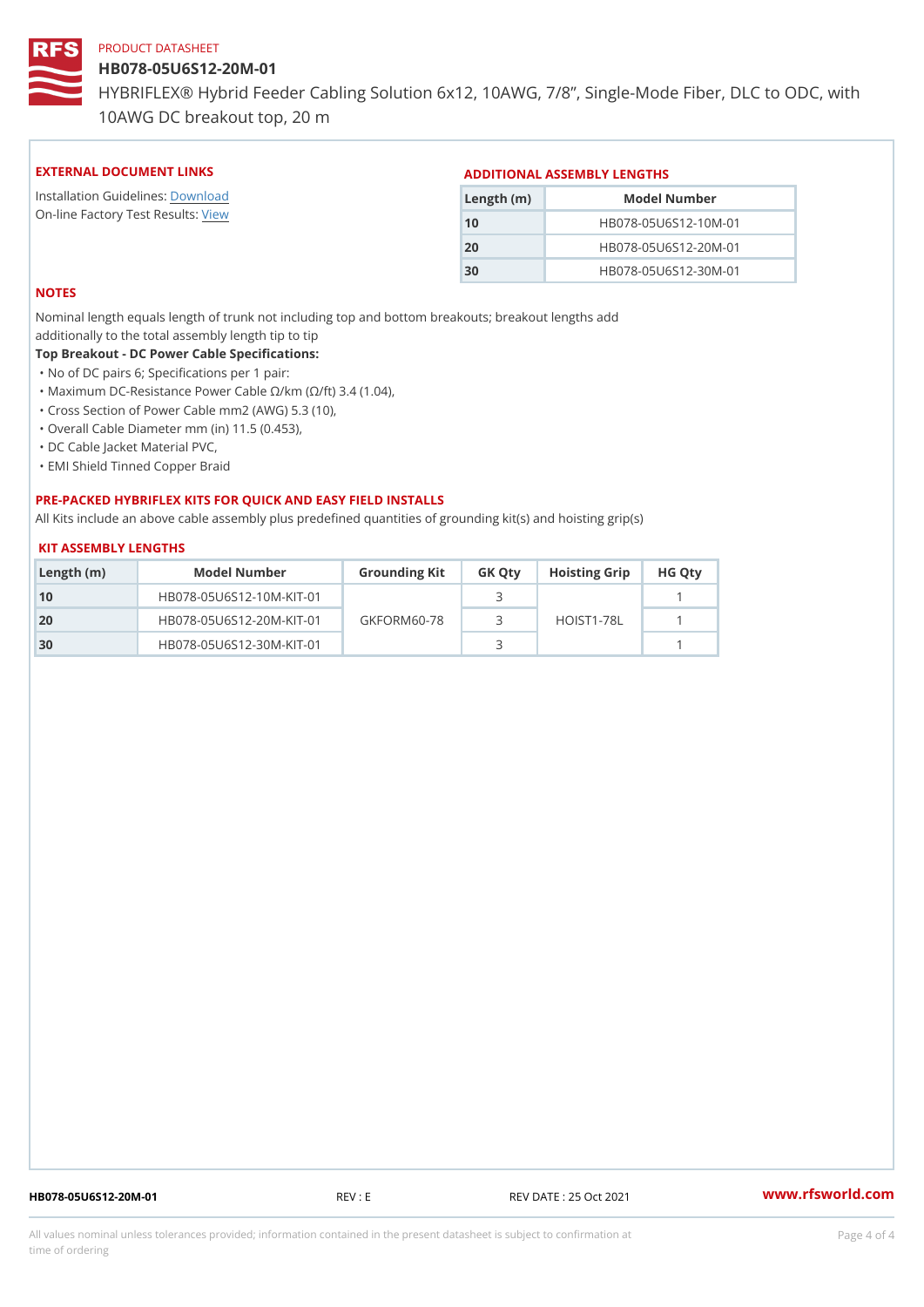PRODUCT DATASHEET

# HB078-05U6S12-20M-01

HYBRIFLEX® Hybrid Feeder Cabling Solution 6x12, 10AWG, 7/8”, Single-Mode Fiber, DLC to ODC, with 10AWG DC breakout top, 20 m

## EXTERNAL DOCUMENT LINKS

Installation Guidelines: Download
On-line Factory Test Results: View

## ADDITIONAL ASSEMBLY LENGTHS

| Length (m) | Model Number |
|---|---|
| 10 | HB078-05U6S12-10M-01 |
| 20 | HB078-05U6S12-20M-01 |
| 30 | HB078-05U6S12-30M-01 |

## NOTES

Nominal length equals length of trunk not including top and bottom breakouts; breakout lengths add additionally to the total assembly length tip to tip

**Top Breakout - DC Power Cable Specifications:**

- No of DC pairs 6; Specifications per 1 pair:
- Maximum DC-Resistance Power Cable Ω/km (Ω/ft) 3.4 (1.04),
- Cross Section of Power Cable mm2 (AWG) 5.3 (10),
- Overall Cable Diameter mm (in) 11.5 (0.453),
- DC Cable Jacket Material PVC,
- EMI Shield Tinned Copper Braid

## PRE-PACKED HYBRIFLEX KITS FOR QUICK AND EASY FIELD INSTALLS

All Kits include an above cable assembly plus predefined quantities of grounding kit(s) and hoisting grip(s)

## KIT ASSEMBLY LENGTHS

| Length (m) | Model Number | Grounding Kit | GK Qty | Hoisting Grip | HG Qty |
|---|---|---|---|---|---|
| 10 | HB078-05U6S12-10M-KIT-01 | GKFORM60-78 | 3 | HOIST1-78L | 1 |
| 20 | HB078-05U6S12-20M-KIT-01 | GKFORM60-78 | 3 | HOIST1-78L | 1 |
| 30 | HB078-05U6S12-30M-KIT-01 | GKFORM60-78 | 3 | HOIST1-78L | 1 |

HB078-05U6S12-20M-01 REV : E REV DATE : 25 Oct 2021 www.rfsworld.com

All values nominal unless tolerances provided; information contained in the present datasheet is subject to confirmation at time of ordering